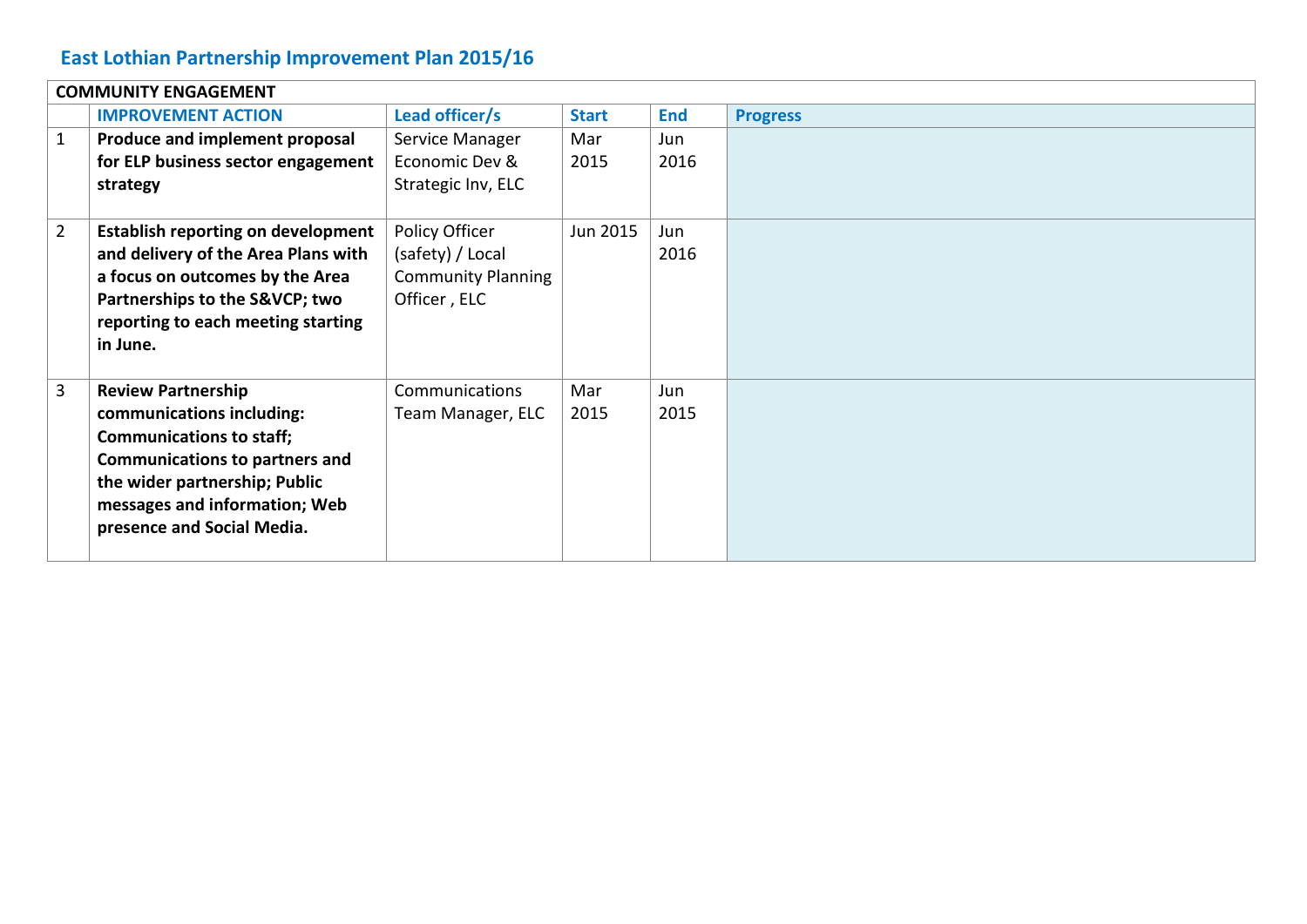## East Lothian Partnership Improvement Plan 2015/16

| COMMUNITY ENGAGEMENT | | | | | |
|---|---|---|---|---|---|
| | **IMPROVEMENT ACTION** | **Lead officer/s** | **Start** | **End** | **Progress** |
| 1 | **Produce and implement proposal for ELP business sector engagement strategy** | Service Manager Economic Dev & Strategic Inv, ELC | Mar 2015 | Jun 2016 | |
| 2 | **Establish reporting on development and delivery of the Area Plans with a focus on outcomes by the Area Partnerships to the S&VCP; two reporting to each meeting starting in June.** | Policy Officer (safety) / Local Community Planning Officer , ELC | Jun 2015 | Jun 2016 | |
| 3 | **Review Partnership communications including: Communications to staff; Communications to partners and the wider partnership; Public messages and information; Web presence and Social Media.** | Communications Team Manager, ELC | Mar 2015 | Jun 2015 | |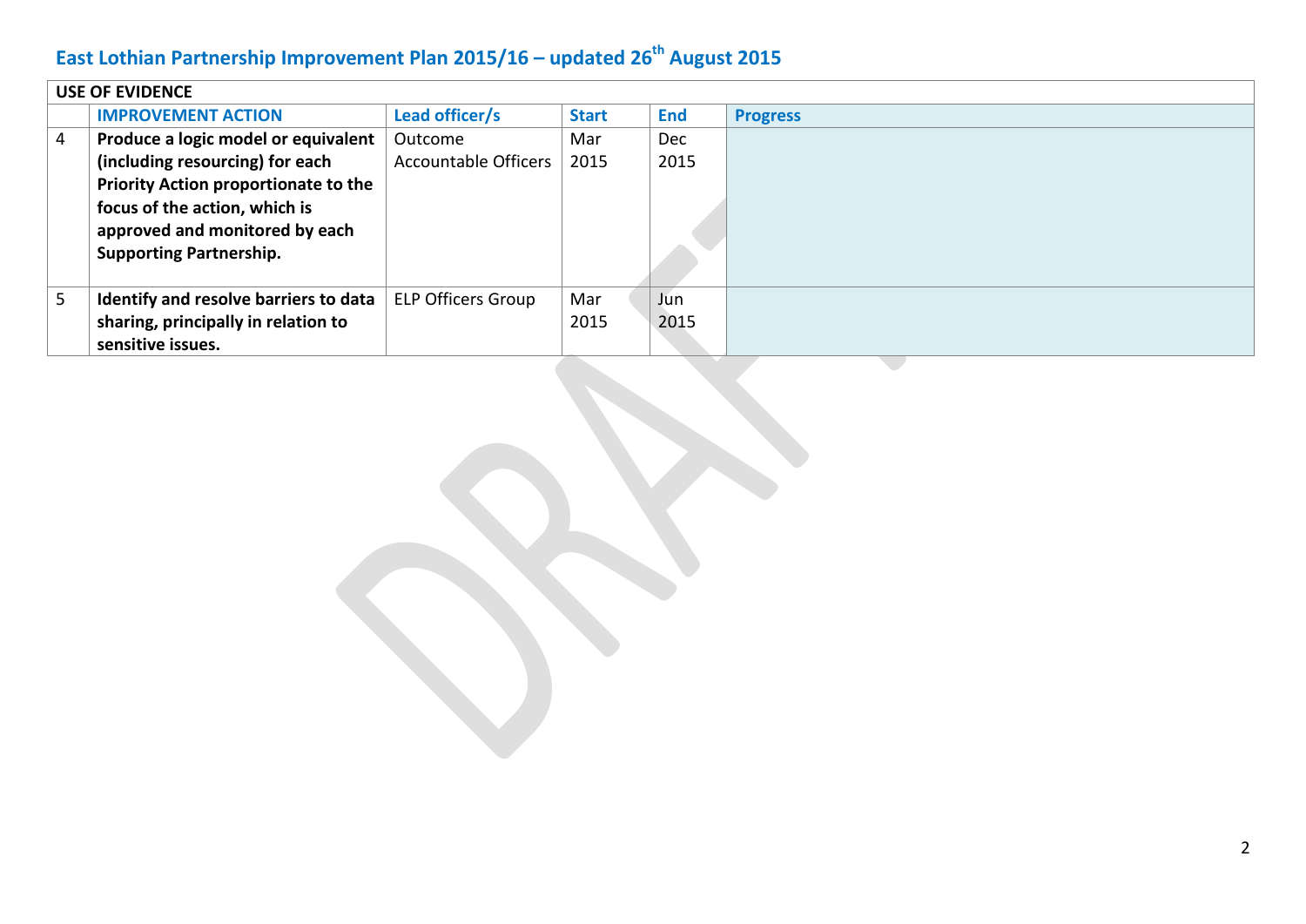# East Lothian Partnership Improvement Plan 2015/16 – updated 26th August 2015

| USE OF EVIDENCE | | | | | |
|---|---|---|---|---|---|
| | **IMPROVEMENT ACTION** | **Lead officer/s** | **Start** | **End** | **Progress** |
| 4 | **Produce a logic model or equivalent (including resourcing) for each Priority Action proportionate to the focus of the action, which is approved and monitored by each Supporting Partnership.** | Outcome Accountable Officers | Mar 2015 | Dec 2015 | |
| 5 | **Identify and resolve barriers to data sharing, principally in relation to sensitive issues.** | ELP Officers Group | Mar 2015 | Jun 2015 | |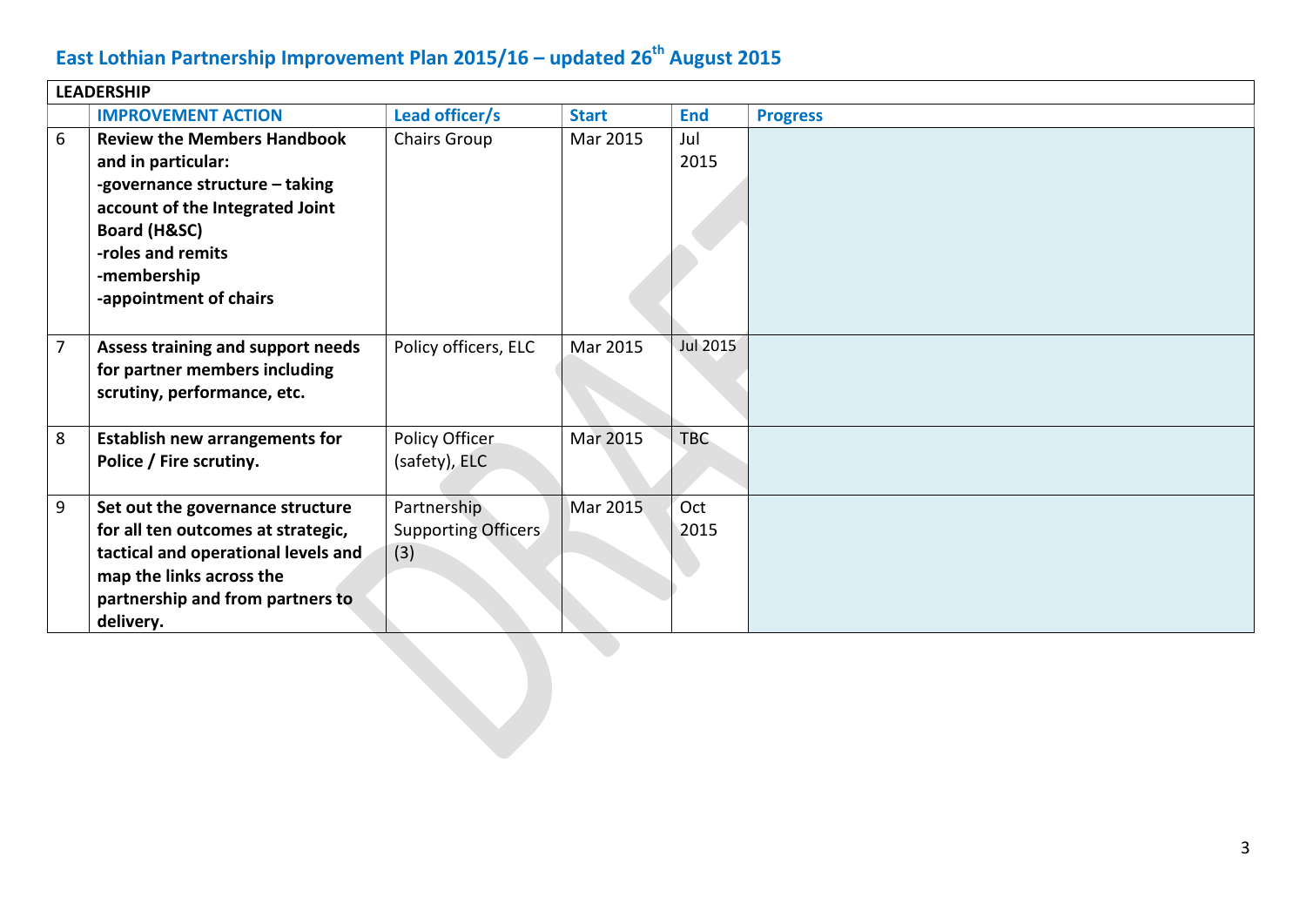# East Lothian Partnership Improvement Plan 2015/16 – updated 26th August 2015

| LEADERSHIP | | | | | |
|---|---|---|---|---|---|
| | **IMPROVEMENT ACTION** | **Lead officer/s** | **Start** | **End** | **Progress** |
| 6 | **Review the Members Handbook and in particular:<br>-governance structure – taking account of the Integrated Joint Board (H&SC)<br>-roles and remits<br>-membership<br>-appointment of chairs** | Chairs Group | Mar 2015 | Jul 2015 | |
| 7 | **Assess training and support needs for partner members including scrutiny, performance, etc.** | Policy officers, ELC | Mar 2015 | Jul 2015 | |
| 8 | **Establish new arrangements for Police / Fire scrutiny.** | Policy Officer (safety), ELC | Mar 2015 | TBC | |
| 9 | **Set out the governance structure for all ten outcomes at strategic, tactical and operational levels and map the links across the partnership and from partners to delivery.** | Partnership Supporting Officers (3) | Mar 2015 | Oct 2015 | |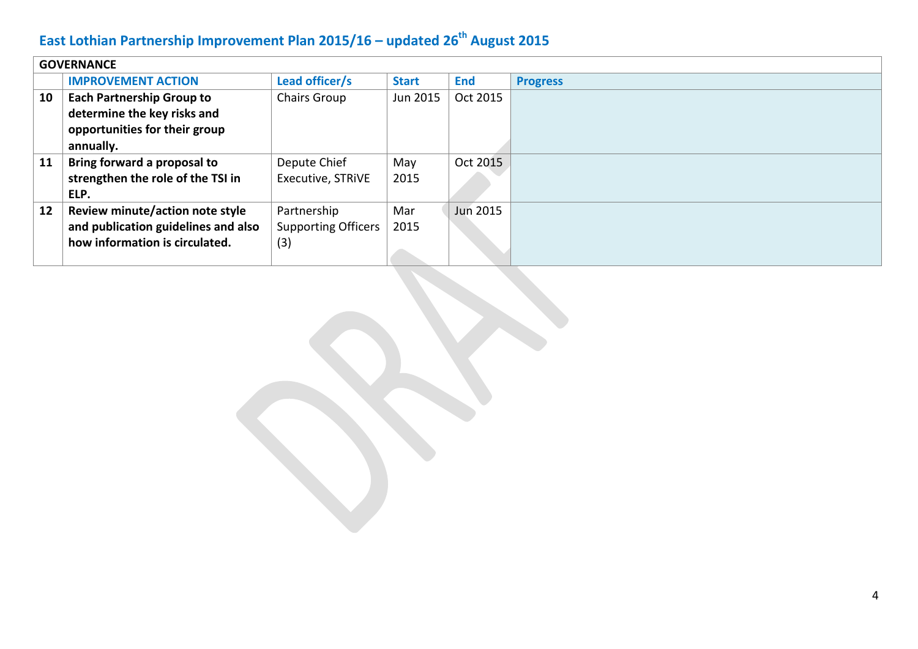## East Lothian Partnership Improvement Plan 2015/16 – updated 26th August 2015

| GOVERNANCE | | | | | |
|---|---|---|---|---|---|
| | **IMPROVEMENT ACTION** | **Lead officer/s** | **Start** | **End** | **Progress** |
| **10** | **Each Partnership Group to determine the key risks and opportunities for their group annually.** | Chairs Group | Jun 2015 | Oct 2015 | |
| **11** | **Bring forward a proposal to strengthen the role of the TSI in ELP.** | Depute Chief Executive, STRiVE | May 2015 | Oct 2015 | |
| **12** | **Review minute/action note style and publication guidelines and also how information is circulated.** | Partnership Supporting Officers (3) | Mar 2015 | Jun 2015 | |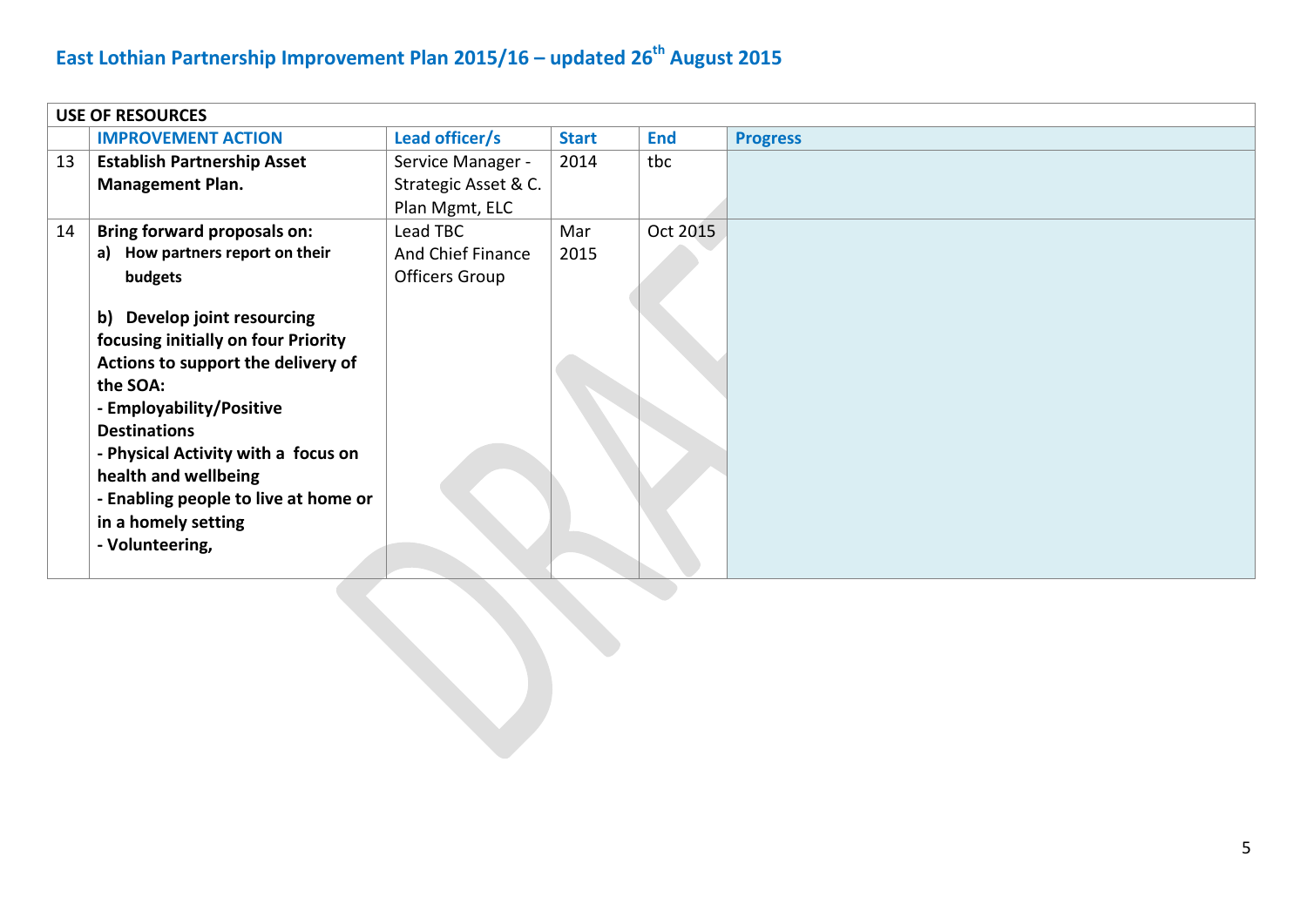# East Lothian Partnership Improvement Plan 2015/16 – updated 26th August 2015

| USE OF RESOURCES | | | | | |
|---|---|---|---|---|---|
| | **IMPROVEMENT ACTION** | **Lead officer/s** | **Start** | **End** | **Progress** |
| 13 | **Establish Partnership Asset Management Plan.** | Service Manager - Strategic Asset & C. Plan Mgmt, ELC | 2014 | tbc | |
| 14 | **Bring forward proposals on:**<br>**a) How partners report on their budgets**<br><br>**b) Develop joint resourcing focusing initially on four Priority Actions to support the delivery of the SOA:**<br>**- Employability/Positive Destinations**<br>**- Physical Activity with a focus on health and wellbeing**<br>**- Enabling people to live at home or in a homely setting**<br>**- Volunteering,** | Lead TBC And Chief Finance Officers Group | Mar 2015 | Oct 2015 | |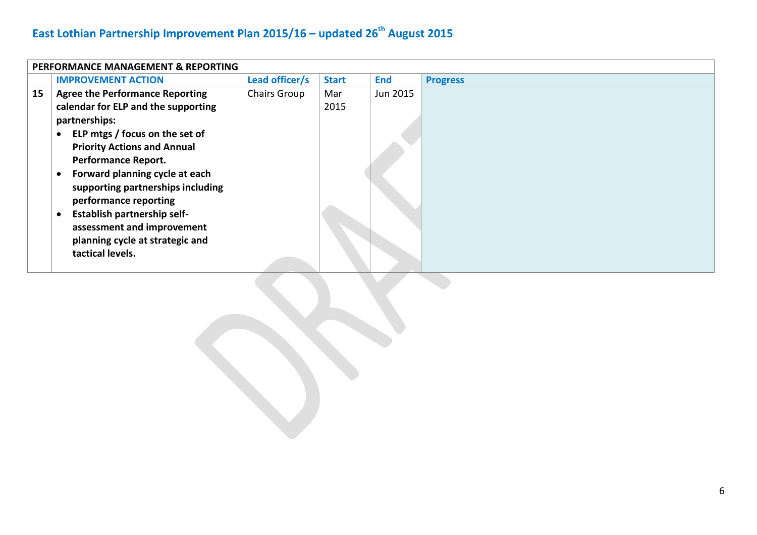# East Lothian Partnership Improvement Plan 2015/16 – updated 26th August 2015

| PERFORMANCE MANAGEMENT & REPORTING | | | | | |
|---|---|---|---|---|---|
| | **IMPROVEMENT ACTION** | **Lead officer/s** | **Start** | **End** | **Progress** |
| **15** | **Agree the Performance Reporting calendar for ELP and the supporting partnerships:**<br>• **ELP mtgs / focus on the set of Priority Actions and Annual Performance Report.**<br>• **Forward planning cycle at each supporting partnerships including performance reporting**<br>• **Establish partnership self-assessment and improvement planning cycle at strategic and tactical levels.** | Chairs Group | Mar 2015 | Jun 2015 | |

DRAFT